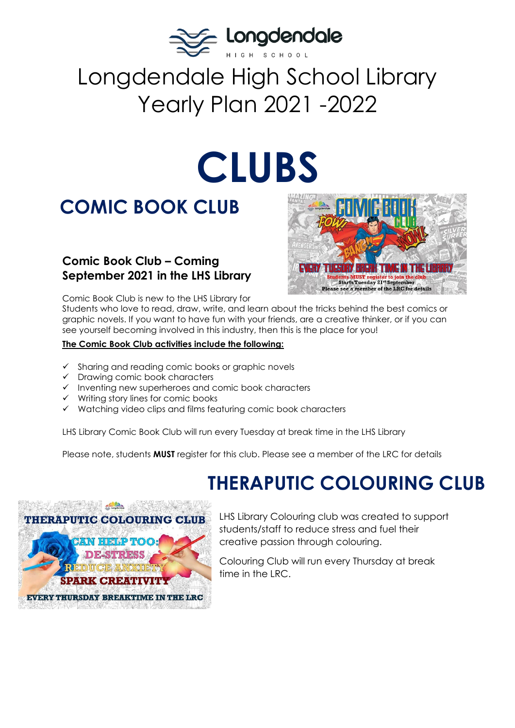# Longdendale High School Library Yearly Plan 2021 -2022

# CLUBS

## COMIC BOOK CLUB

### Comic Book Club – Coming September 2021 in the LHS Library

Comic Book Club is new to the LHS Library for Students who love to read, draw, write, and learn about the tricks behind the best comics or graphic novels. If you want to have fun with your friends, are a creative thinker, or if you can see yourself becoming involved in this industry, then this is the place for you!

**The Comic Book Club activities include the following:**

- ✓ Sharing and reading comic books or graphic novels
- ✓ Drawing comic book characters
- ✓ Inventing new superheroes and comic book characters
- ✓ Writing story lines for comic books
- ✓ Watching video clips and films featuring comic book characters

LHS Library Comic Book Club will run every Tuesday at break time in the LHS Library

Please note, students **MUST** register for this club. Please see a member of the LRC for details

## THERAPUTIC COLOURING CLUB

LHS Library Colouring club was created to support students/staff to reduce stress and fuel their creative passion through colouring.

Colouring Club will run every Thursday at break time in the LRC.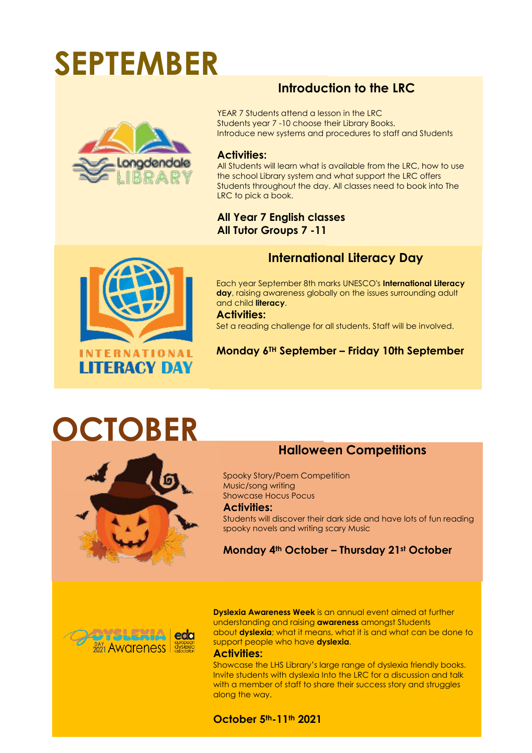# SEPTEMBER

## Introduction to the LRC

YEAR 7 Students attend a lesson in the LRC
Students year 7 -10 choose their Library Books.
Introduce new systems and procedures to staff and Students

### Activities:

All Students will learn what is available from the LRC, how to use the school Library system and what support the LRC offers Students throughout the day. All classes need to book into The LRC to pick a book.

**All Year 7 English classes**
**All Tutor Groups 7 -11**

## International Literacy Day

Each year September 8th marks UNESCO's **International Literacy day**, raising awareness globally on the issues surrounding adult and child **literacy**.

### Activities:

Set a reading challenge for all students. Staff will be involved.

**Monday 6TH September – Friday 10th September**

# OCTOBER

## Halloween Competitions

Spooky Story/Poem Competition
Music/song writing
Showcase Hocus Pocus

### Activities:

Students will discover their dark side and have lots of fun reading spooky novels and writing scary Music

**Monday 4th October – Thursday 21st October**

**Dyslexia Awareness Week** is an annual event aimed at further understanding and raising **awareness** amongst Students about **dyslexia**; what it means, what it is and what can be done to support people who have **dyslexia**.

### Activities:

Showcase the LHS Library's large range of dyslexia friendly books. Invite students with dyslexia Into the LRC for a discussion and talk with a member of staff to share their success story and struggles along the way.

**October 5th-11th 2021**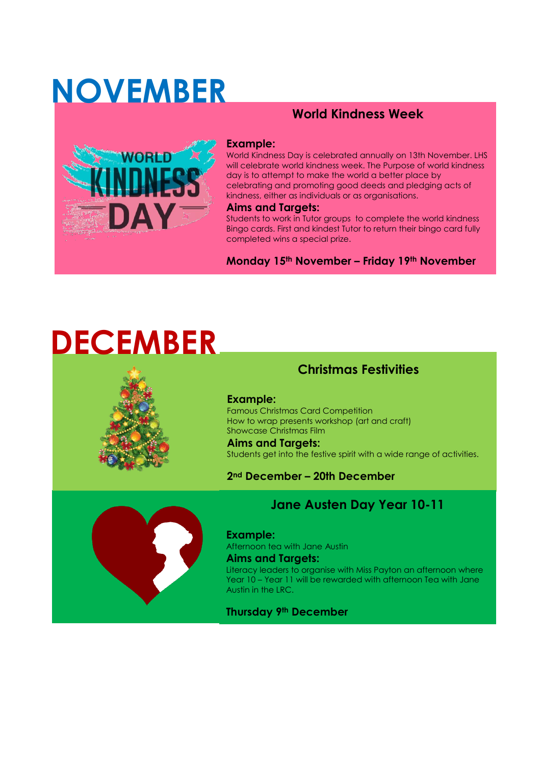# NOVEMBER

## World Kindness Week

**Example:**

World Kindness Day is celebrated annually on 13th November. LHS will celebrate world kindness week. The Purpose of world kindness day is to attempt to make the world a better place by celebrating and promoting good deeds and pledging acts of kindness, either as individuals or as organisations.

**Aims and Targets:**

Students to work in Tutor groups to complete the world kindness Bingo cards. First and kindest Tutor to return their bingo card fully completed wins a special prize.

**Monday 15th November – Friday 19th November**

# DECEMBER

## Christmas Festivities

**Example:**

Famous Christmas Card Competition
How to wrap presents workshop (art and craft)
Showcase Christmas Film

**Aims and Targets:**

Students get into the festive spirit with a wide range of activities.

**2nd December – 20th December**

## Jane Austen Day Year 10-11

**Example:**

Afternoon tea with Jane Austin

**Aims and Targets:**

Literacy leaders to organise with Miss Payton an afternoon where Year 10 – Year 11 will be rewarded with afternoon Tea with Jane Austin in the LRC.

**Thursday 9th December**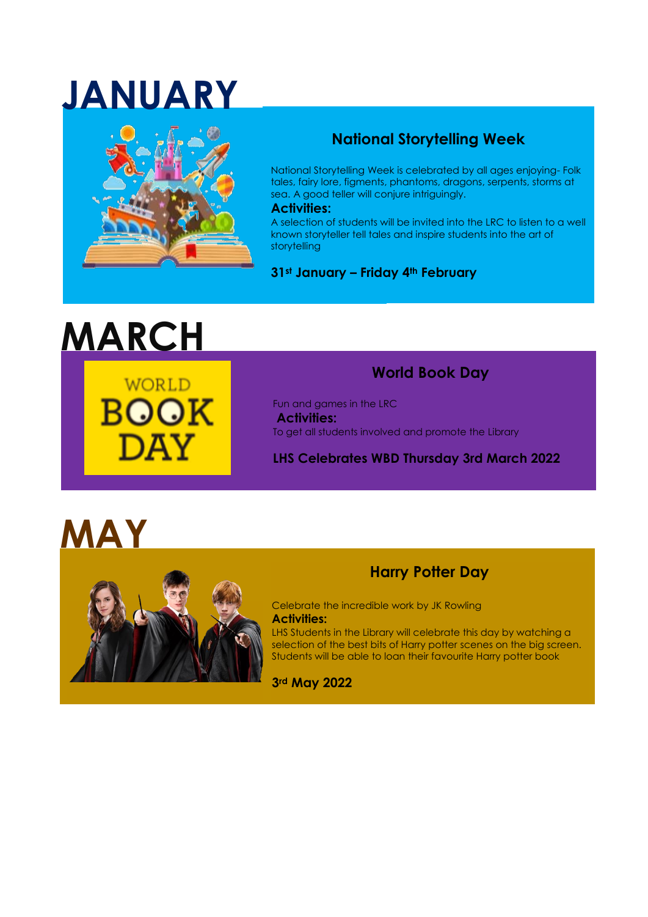# JANUARY

## National Storytelling Week

National Storytelling Week is celebrated by all ages enjoying- Folk tales, fairy lore, figments, phantoms, dragons, serpents, storms at sea. A good teller will conjure intriguingly.

**Activities:**

A selection of students will be invited into the LRC to listen to a well known storyteller tell tales and inspire students into the art of storytelling

**31st January – Friday 4th February**

# MARCH

## World Book Day

Fun and games in the LRC

**Activities:**

To get all students involved and promote the Library

**LHS Celebrates WBD Thursday 3rd March 2022**

# MAY

## Harry Potter Day

Celebrate the incredible work by JK Rowling

**Activities:**

LHS Students in the Library will celebrate this day by watching a selection of the best bits of Harry potter scenes on the big screen. Students will be able to loan their favourite Harry potter book

**3rd May 2022**